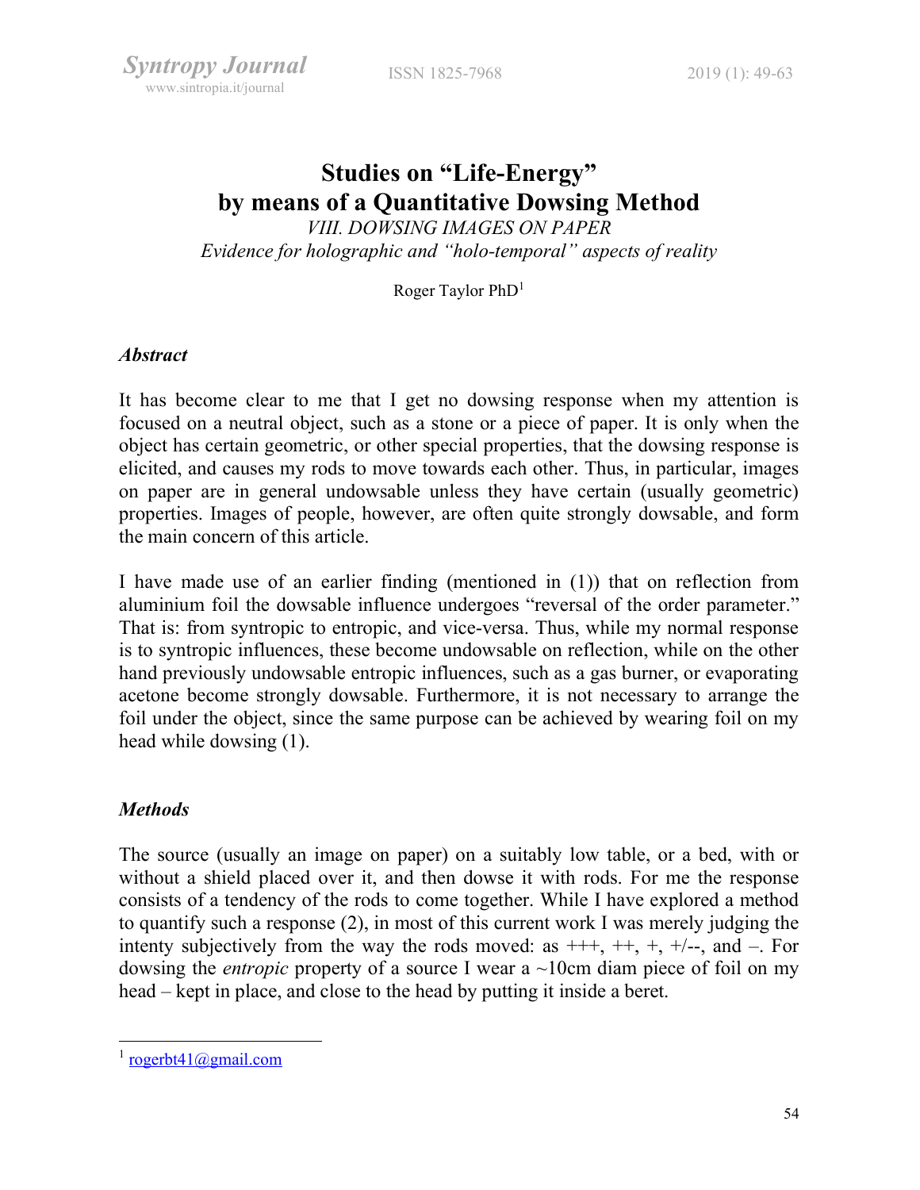# Studies on "Life-Energy" by means of a Quantitative Dowsing Method

*VIII. DOWSING IMAGES ON PAPER*

*Evidence for holographic and "holo-temporal" aspects of reality*

Roger Taylor PhD[1]

### *Abstract*

It has become clear to me that I get no dowsing response when my attention is focused on a neutral object, such as a stone or a piece of paper. It is only when the object has certain geometric, or other special properties, that the dowsing response is elicited, and causes my rods to move towards each other. Thus, in particular, images on paper are in general undowsable unless they have certain (usually geometric) properties. Images of people, however, are often quite strongly dowsable, and form the main concern of this article.

I have made use of an earlier finding (mentioned in (1)) that on reflection from aluminium foil the dowsable influence undergoes "reversal of the order parameter." That is: from syntropic to entropic, and vice-versa. Thus, while my normal response is to syntropic influences, these become undowsable on reflection, while on the other hand previously undowsable entropic influences, such as a gas burner, or evaporating acetone become strongly dowsable. Furthermore, it is not necessary to arrange the foil under the object, since the same purpose can be achieved by wearing foil on my head while dowsing (1).

### *Methods*

The source (usually an image on paper) on a suitably low table, or a bed, with or without a shield placed over it, and then dowse it with rods. For me the response consists of a tendency of the rods to come together. While I have explored a method to quantify such a response (2), in most of this current work I was merely judging the intenty subjectively from the way the rods moved: as +++, ++, +, +/--, and –. For dowsing the *entropic* property of a source I wear a ~10cm diam piece of foil on my head – kept in place, and close to the head by putting it inside a beret.

[1] rogerbt41@gmail.com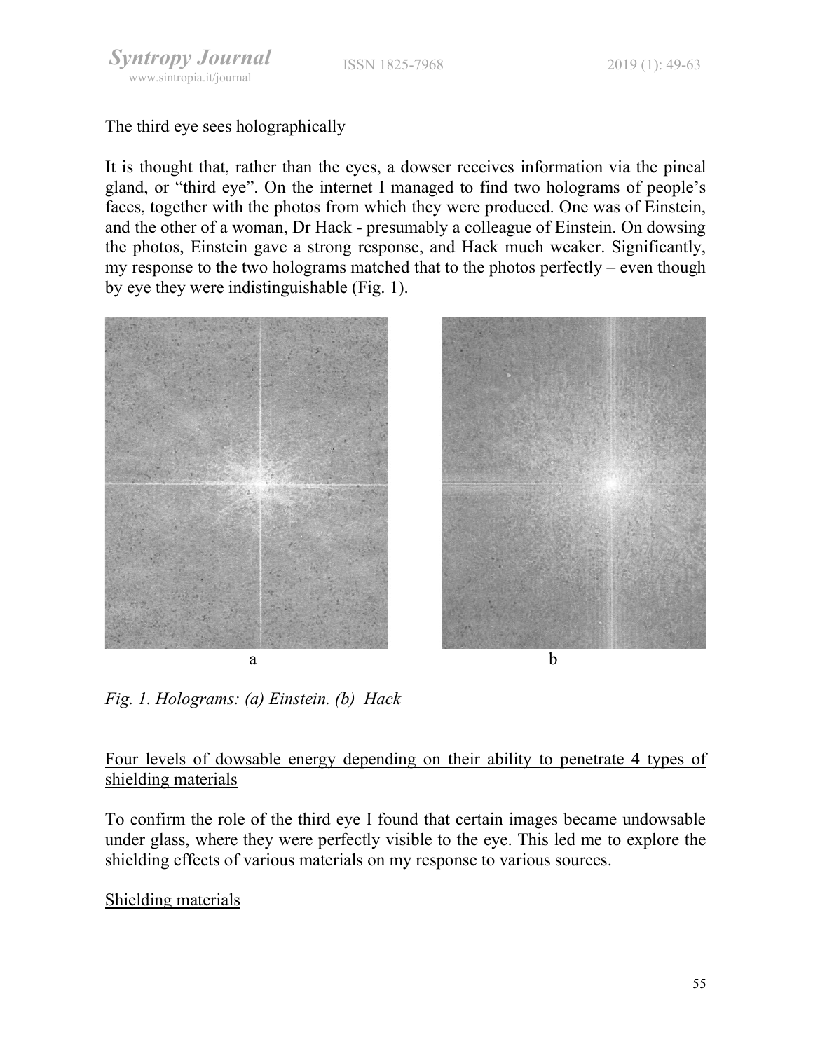## The third eye sees holographically

It is thought that, rather than the eyes, a dowser receives information via the pineal gland, or "third eye". On the internet I managed to find two holograms of people's faces, together with the photos from which they were produced. One was of Einstein, and the other of a woman, Dr Hack - presumably a colleague of Einstein. On dowsing the photos, Einstein gave a strong response, and Hack much weaker. Significantly, my response to the two holograms matched that to the photos perfectly – even though by eye they were indistinguishable (Fig. 1).

*Fig. 1. Holograms: (a) Einstein. (b) Hack*

## Four levels of dowsable energy depending on their ability to penetrate 4 types of shielding materials

To confirm the role of the third eye I found that certain images became undowsable under glass, where they were perfectly visible to the eye. This led me to explore the shielding effects of various materials on my response to various sources.

### Shielding materials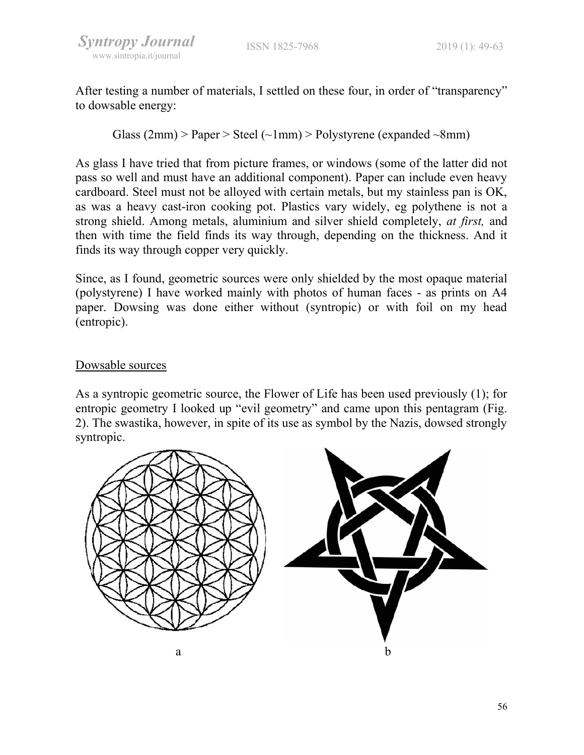After testing a number of materials, I settled on these four, in order of "transparency" to dowsable energy:

Glass (2mm) > Paper > Steel (~1mm) > Polystyrene (expanded ~8mm)

As glass I have tried that from picture frames, or windows (some of the latter did not pass so well and must have an additional component). Paper can include even heavy cardboard. Steel must not be alloyed with certain metals, but my stainless pan is OK, as was a heavy cast-iron cooking pot. Plastics vary widely, eg polythene is not a strong shield. Among metals, aluminium and silver shield completely, *at first,* and then with time the field finds its way through, depending on the thickness. And it finds its way through copper very quickly.

Since, as I found, geometric sources were only shielded by the most opaque material (polystyrene) I have worked mainly with photos of human faces - as prints on A4 paper. Dowsing was done either without (syntropic) or with foil on my head (entropic).

## Dowsable sources

As a syntropic geometric source, the Flower of Life has been used previously (1); for entropic geometry I looked up "evil geometry" and came upon this pentagram (Fig. 2). The swastika, however, in spite of its use as symbol by the Nazis, dowsed strongly syntropic.

a                                                    b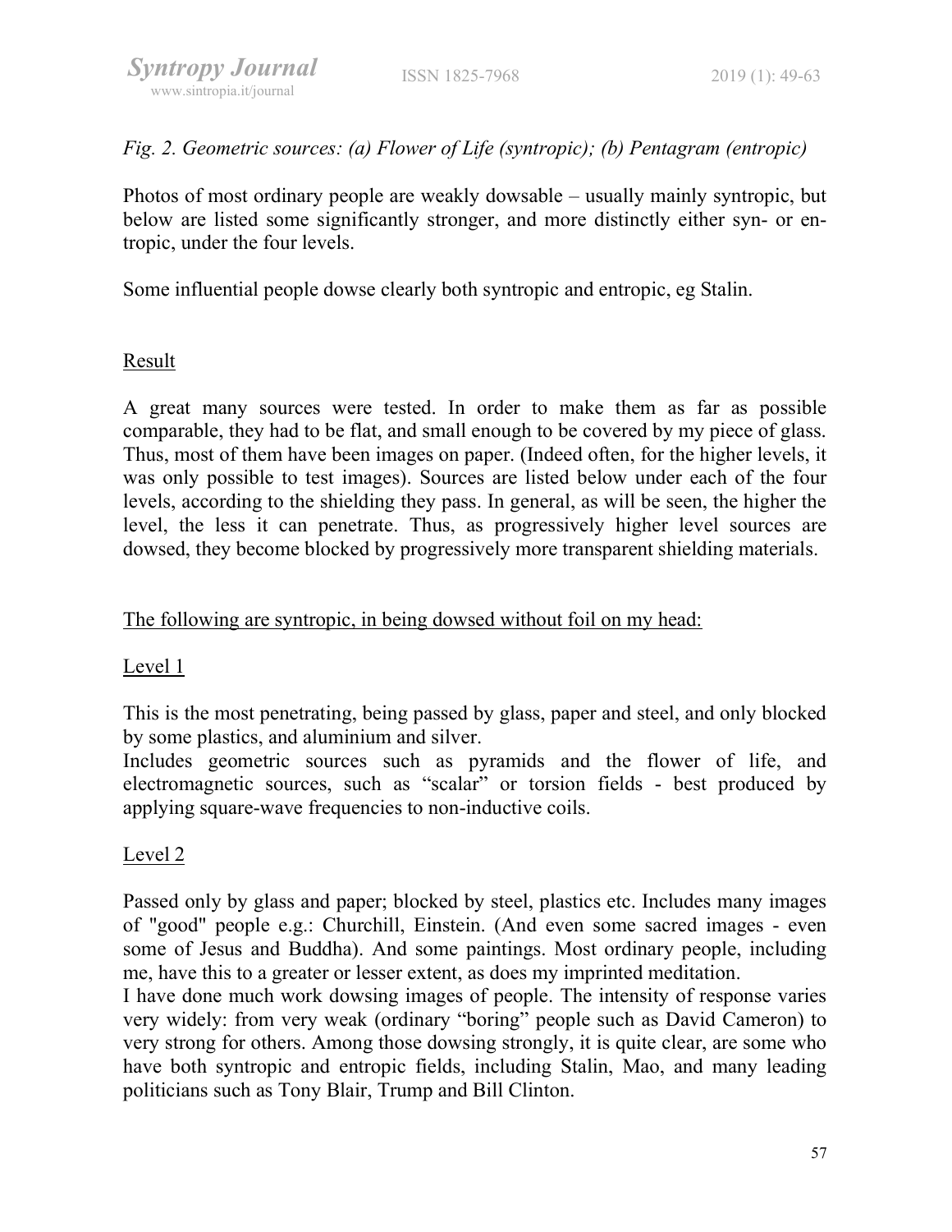*Fig. 2. Geometric sources: (a) Flower of Life (syntropic); (b) Pentagram (entropic)*

Photos of most ordinary people are weakly dowsable – usually mainly syntropic, but below are listed some significantly stronger, and more distinctly either syn- or entropic, under the four levels.

Some influential people dowse clearly both syntropic and entropic, eg Stalin.

## Result

A great many sources were tested. In order to make them as far as possible comparable, they had to be flat, and small enough to be covered by my piece of glass. Thus, most of them have been images on paper. (Indeed often, for the higher levels, it was only possible to test images). Sources are listed below under each of the four levels, according to the shielding they pass. In general, as will be seen, the higher the level, the less it can penetrate. Thus, as progressively higher level sources are dowsed, they become blocked by progressively more transparent shielding materials.

### The following are syntropic, in being dowsed without foil on my head:

#### Level 1

This is the most penetrating, being passed by glass, paper and steel, and only blocked by some plastics, and aluminium and silver.
Includes geometric sources such as pyramids and the flower of life, and electromagnetic sources, such as "scalar" or torsion fields - best produced by applying square-wave frequencies to non-inductive coils.

#### Level 2

Passed only by glass and paper; blocked by steel, plastics etc. Includes many images of "good" people e.g.: Churchill, Einstein. (And even some sacred images - even some of Jesus and Buddha). And some paintings. Most ordinary people, including me, have this to a greater or lesser extent, as does my imprinted meditation.
I have done much work dowsing images of people. The intensity of response varies very widely: from very weak (ordinary "boring" people such as David Cameron) to very strong for others. Among those dowsing strongly, it is quite clear, are some who have both syntropic and entropic fields, including Stalin, Mao, and many leading politicians such as Tony Blair, Trump and Bill Clinton.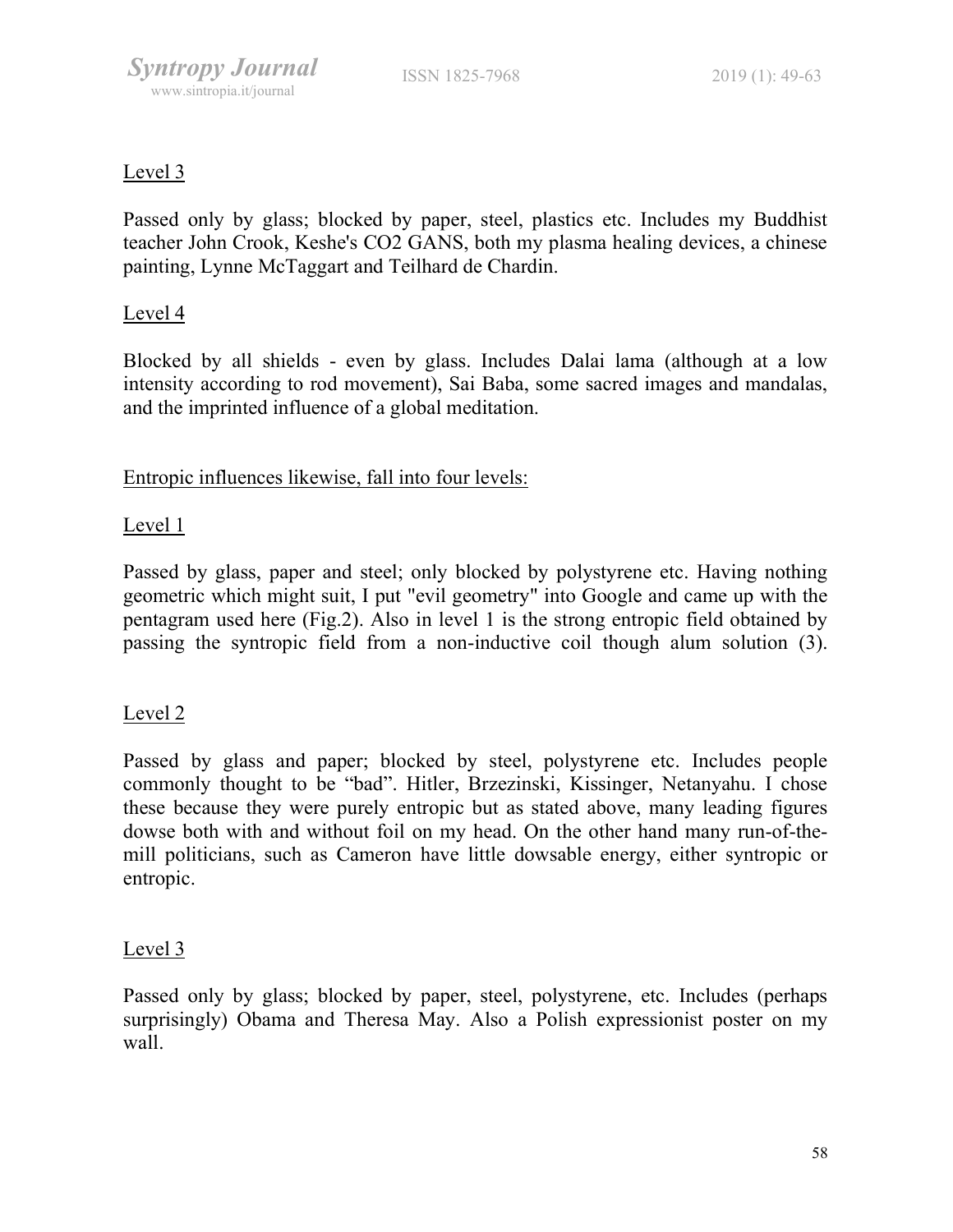Level 3

Passed only by glass; blocked by paper, steel, plastics etc. Includes my Buddhist teacher John Crook, Keshe's CO2 GANS, both my plasma healing devices, a chinese painting, Lynne McTaggart and Teilhard de Chardin.

Level 4

Blocked by all shields - even by glass. Includes Dalai lama (although at a low intensity according to rod movement), Sai Baba, some sacred images and mandalas, and the imprinted influence of a global meditation.

Entropic influences likewise, fall into four levels:

Level 1

Passed by glass, paper and steel; only blocked by polystyrene etc. Having nothing geometric which might suit, I put "evil geometry" into Google and came up with the pentagram used here (Fig.2). Also in level 1 is the strong entropic field obtained by passing the syntropic field from a non-inductive coil though alum solution (3).

Level 2

Passed by glass and paper; blocked by steel, polystyrene etc. Includes people commonly thought to be "bad". Hitler, Brzezinski, Kissinger, Netanyahu. I chose these because they were purely entropic but as stated above, many leading figures dowse both with and without foil on my head. On the other hand many run-of-the-mill politicians, such as Cameron have little dowsable energy, either syntropic or entropic.

Level 3

Passed only by glass; blocked by paper, steel, polystyrene, etc. Includes (perhaps surprisingly) Obama and Theresa May. Also a Polish expressionist poster on my wall.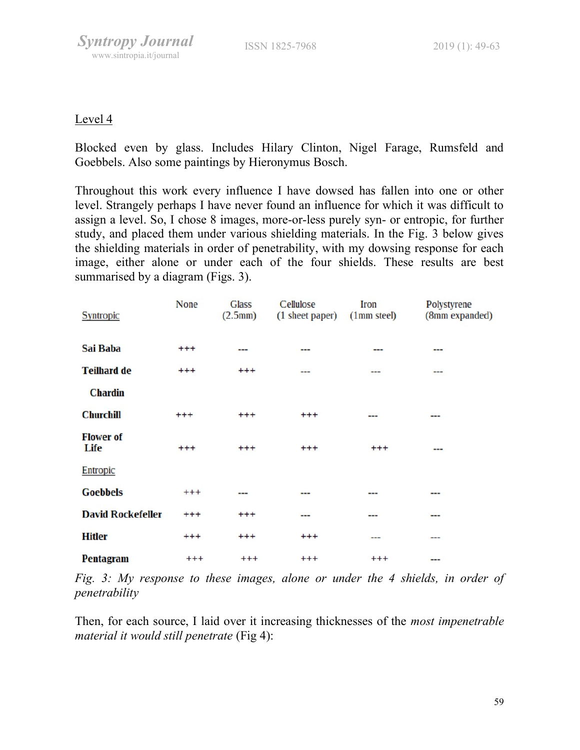Level 4

Blocked even by glass. Includes Hilary Clinton, Nigel Farage, Rumsfeld and Goebbels. Also some paintings by Hieronymus Bosch.

Throughout this work every influence I have dowsed has fallen into one or other level. Strangely perhaps I have never found an influence for which it was difficult to assign a level. So, I chose 8 images, more-or-less purely syn- or entropic, for further study, and placed them under various shielding materials. In the Fig. 3 below gives the shielding materials in order of penetrability, with my dowsing response for each image, either alone or under each of the four shields. These results are best summarised by a diagram (Figs. 3).

| Syntropic | None | Glass (2.5mm) | Cellulose (1 sheet paper) | Iron (1mm steel) | Polystyrene (8mm expanded) |
|---|---|---|---|---|---|
| **Sai Baba** | +++ | --- | --- | --- | --- |
| **Teilhard de Chardin** | +++ | +++ | --- | --- | --- |
| **Churchill** | +++ | +++ | +++ | --- | --- |
| **Flower of Life** | +++ | +++ | +++ | +++ | --- |
| Entropic | | | | | |
| **Goebbels** | +++ | --- | --- | --- | --- |
| **David Rockefeller** | +++ | +++ | --- | --- | --- |
| **Hitler** | +++ | +++ | +++ | --- | --- |
| **Pentagram** | +++ | +++ | +++ | +++ | --- |

*Fig. 3: My response to these images, alone or under the 4 shields, in order of penetrability*

Then, for each source, I laid over it increasing thicknesses of the *most impenetrable material it would still penetrate* (Fig 4):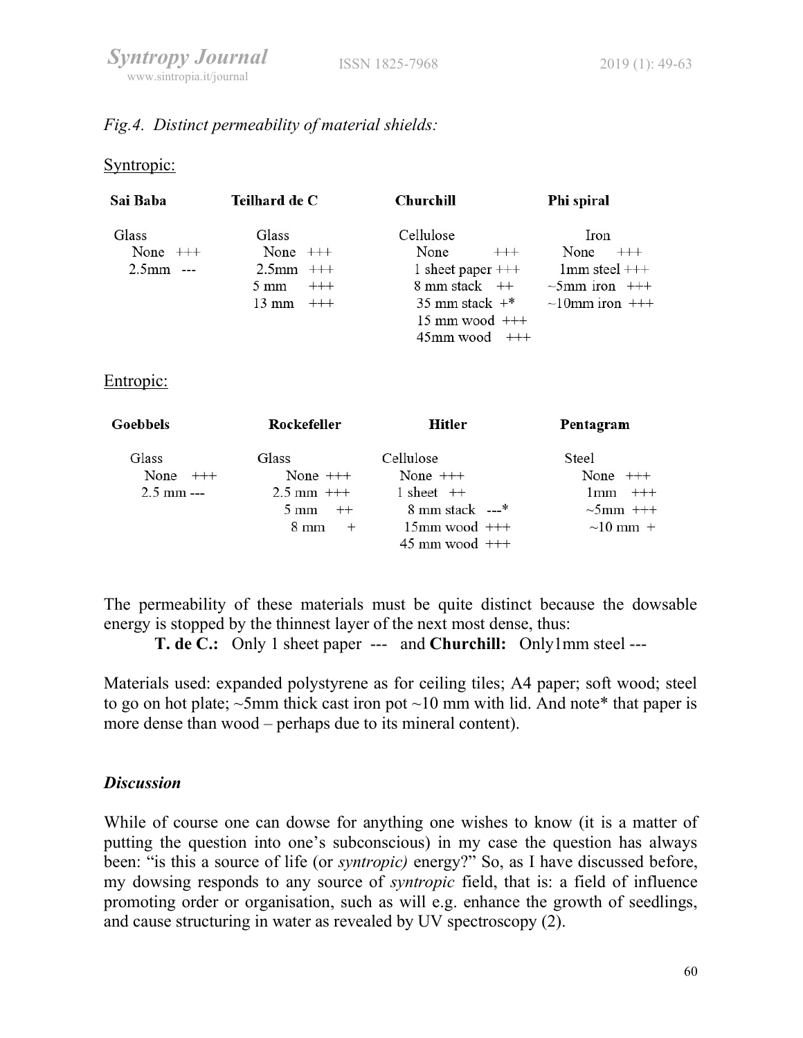*Fig.4. Distinct permeability of material shields:*

Syntropic:

| Sai Baba | Teilhard de C | Churchill | Phi spiral |
|---|---|---|---|
| Glass | Glass | Cellulose | Iron |
| None +++ | None +++ | None +++ | None +++ |
| 2.5mm --- | 2.5mm +++ | 1 sheet paper +++ | 1mm steel +++ |
| | 5 mm +++ | 8 mm stack ++ | ~5mm iron +++ |
| | 13 mm +++ | 35 mm stack +* | ~10mm iron +++ |
| | | 15 mm wood +++ | |
| | | 45mm wood +++ | |

Entropic:

| Goebbels | Rockefeller | Hitler | Pentagram |
|---|---|---|---|
| Glass | Glass | Cellulose | Steel |
| None +++ | None +++ | None +++ | None +++ |
| 2.5 mm --- | 2.5 mm +++ | 1 sheet ++ | 1mm +++ |
| | 5 mm ++ | 8 mm stack ---* | ~5mm +++ |
| | 8 mm + | 15mm wood +++ | ~10 mm + |
| | | 45 mm wood +++ | |

The permeability of these materials must be quite distinct because the dowsable energy is stopped by the thinnest layer of the next most dense, thus:

**T. de C.:** Only 1 sheet paper --- and **Churchill:** Only1mm steel ---

Materials used: expanded polystyrene as for ceiling tiles; A4 paper; soft wood; steel to go on hot plate; ~5mm thick cast iron pot ~10 mm with lid. And note* that paper is more dense than wood – perhaps due to its mineral content).

### *Discussion*

While of course one can dowse for anything one wishes to know (it is a matter of putting the question into one's subconscious) in my case the question has always been: "is this a source of life (or *syntropic)* energy?" So, as I have discussed before, my dowsing responds to any source of *syntropic* field, that is: a field of influence promoting order or organisation, such as will e.g. enhance the growth of seedlings, and cause structuring in water as revealed by UV spectroscopy (2).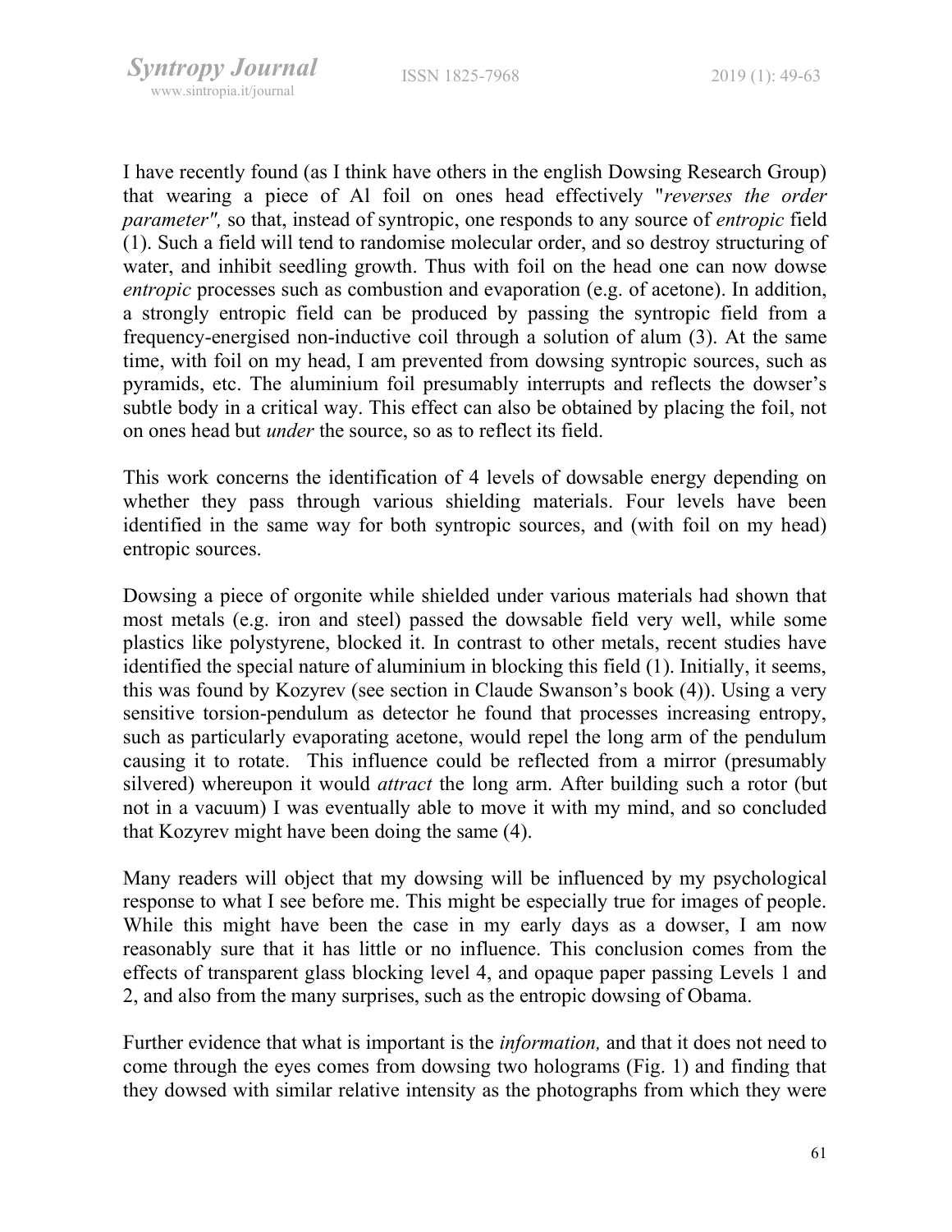I have recently found (as I think have others in the english Dowsing Research Group) that wearing a piece of Al foil on ones head effectively "*reverses the order parameter",* so that, instead of syntropic, one responds to any source of *entropic* field (1). Such a field will tend to randomise molecular order, and so destroy structuring of water, and inhibit seedling growth. Thus with foil on the head one can now dowse *entropic* processes such as combustion and evaporation (e.g. of acetone). In addition, a strongly entropic field can be produced by passing the syntropic field from a frequency-energised non-inductive coil through a solution of alum (3). At the same time, with foil on my head, I am prevented from dowsing syntropic sources, such as pyramids, etc. The aluminium foil presumably interrupts and reflects the dowser's subtle body in a critical way. This effect can also be obtained by placing the foil, not on ones head but *under* the source, so as to reflect its field.

This work concerns the identification of 4 levels of dowsable energy depending on whether they pass through various shielding materials. Four levels have been identified in the same way for both syntropic sources, and (with foil on my head) entropic sources.

Dowsing a piece of orgonite while shielded under various materials had shown that most metals (e.g. iron and steel) passed the dowsable field very well, while some plastics like polystyrene, blocked it. In contrast to other metals, recent studies have identified the special nature of aluminium in blocking this field (1). Initially, it seems, this was found by Kozyrev (see section in Claude Swanson's book (4)). Using a very sensitive torsion-pendulum as detector he found that processes increasing entropy, such as particularly evaporating acetone, would repel the long arm of the pendulum causing it to rotate. This influence could be reflected from a mirror (presumably silvered) whereupon it would *attract* the long arm. After building such a rotor (but not in a vacuum) I was eventually able to move it with my mind, and so concluded that Kozyrev might have been doing the same (4).

Many readers will object that my dowsing will be influenced by my psychological response to what I see before me. This might be especially true for images of people. While this might have been the case in my early days as a dowser, I am now reasonably sure that it has little or no influence. This conclusion comes from the effects of transparent glass blocking level 4, and opaque paper passing Levels 1 and 2, and also from the many surprises, such as the entropic dowsing of Obama.

Further evidence that what is important is the *information,* and that it does not need to come through the eyes comes from dowsing two holograms (Fig. 1) and finding that they dowsed with similar relative intensity as the photographs from which they were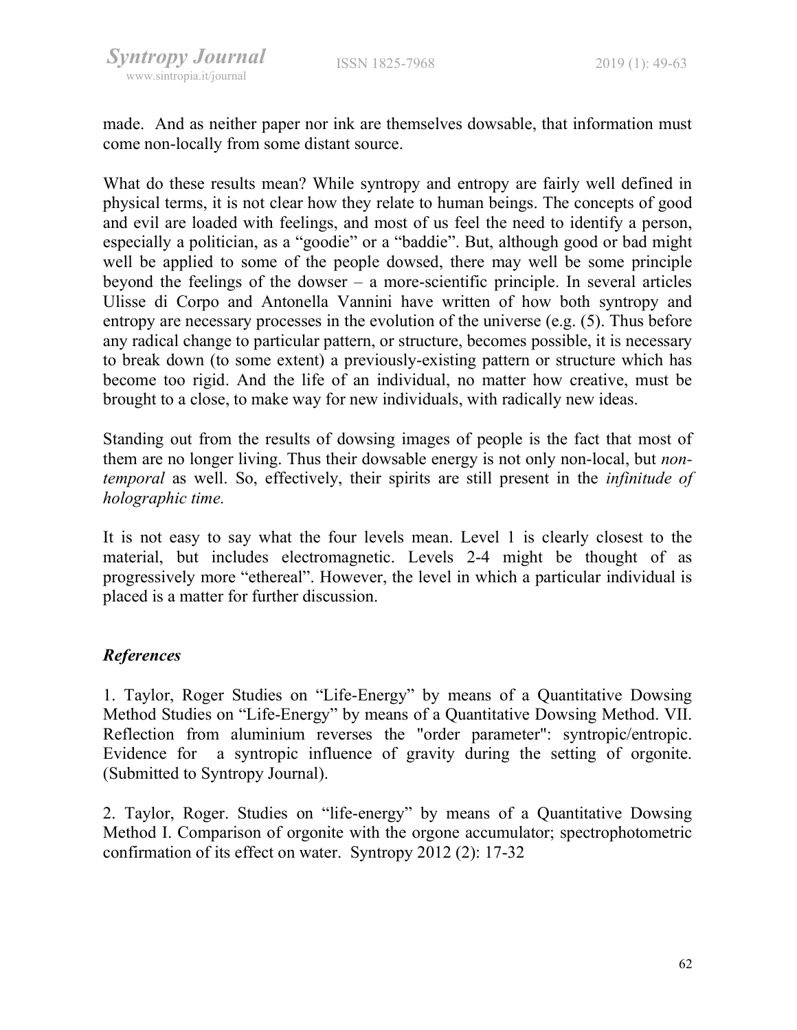made. And as neither paper nor ink are themselves dowsable, that information must come non-locally from some distant source.

What do these results mean? While syntropy and entropy are fairly well defined in physical terms, it is not clear how they relate to human beings. The concepts of good and evil are loaded with feelings, and most of us feel the need to identify a person, especially a politician, as a "goodie" or a "baddie". But, although good or bad might well be applied to some of the people dowsed, there may well be some principle beyond the feelings of the dowser – a more-scientific principle. In several articles Ulisse di Corpo and Antonella Vannini have written of how both syntropy and entropy are necessary processes in the evolution of the universe (e.g. (5). Thus before any radical change to particular pattern, or structure, becomes possible, it is necessary to break down (to some extent) a previously-existing pattern or structure which has become too rigid. And the life of an individual, no matter how creative, must be brought to a close, to make way for new individuals, with radically new ideas.

Standing out from the results of dowsing images of people is the fact that most of them are no longer living. Thus their dowsable energy is not only non-local, but *non-temporal* as well. So, effectively, their spirits are still present in the *infinitude of holographic time.*

It is not easy to say what the four levels mean. Level 1 is clearly closest to the material, but includes electromagnetic. Levels 2-4 might be thought of as progressively more "ethereal". However, the level in which a particular individual is placed is a matter for further discussion.

### *References*

1. Taylor, Roger Studies on "Life-Energy" by means of a Quantitative Dowsing Method Studies on "Life-Energy" by means of a Quantitative Dowsing Method. VII. Reflection from aluminium reverses the "order parameter": syntropic/entropic. Evidence for a syntropic influence of gravity during the setting of orgonite. (Submitted to Syntropy Journal).

2. Taylor, Roger. Studies on "life-energy" by means of a Quantitative Dowsing Method I. Comparison of orgonite with the orgone accumulator; spectrophotometric confirmation of its effect on water. Syntropy 2012 (2): 17-32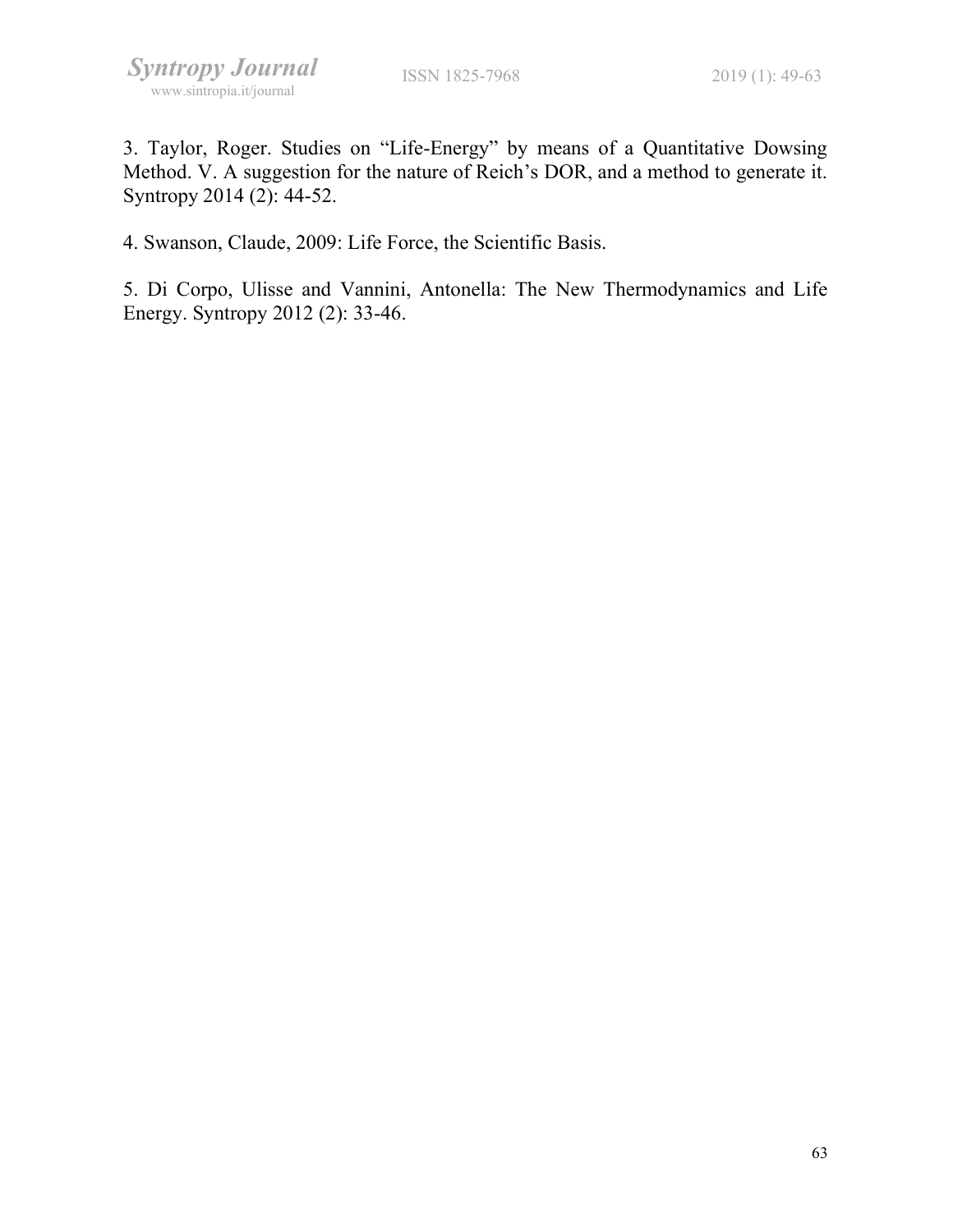3. Taylor, Roger. Studies on “Life-Energy” by means of a Quantitative Dowsing Method. V. A suggestion for the nature of Reich’s DOR, and a method to generate it. Syntropy 2014 (2): 44-52.

4. Swanson, Claude, 2009: Life Force, the Scientific Basis.

5. Di Corpo, Ulisse and Vannini, Antonella: The New Thermodynamics and Life Energy. Syntropy 2012 (2): 33-46.